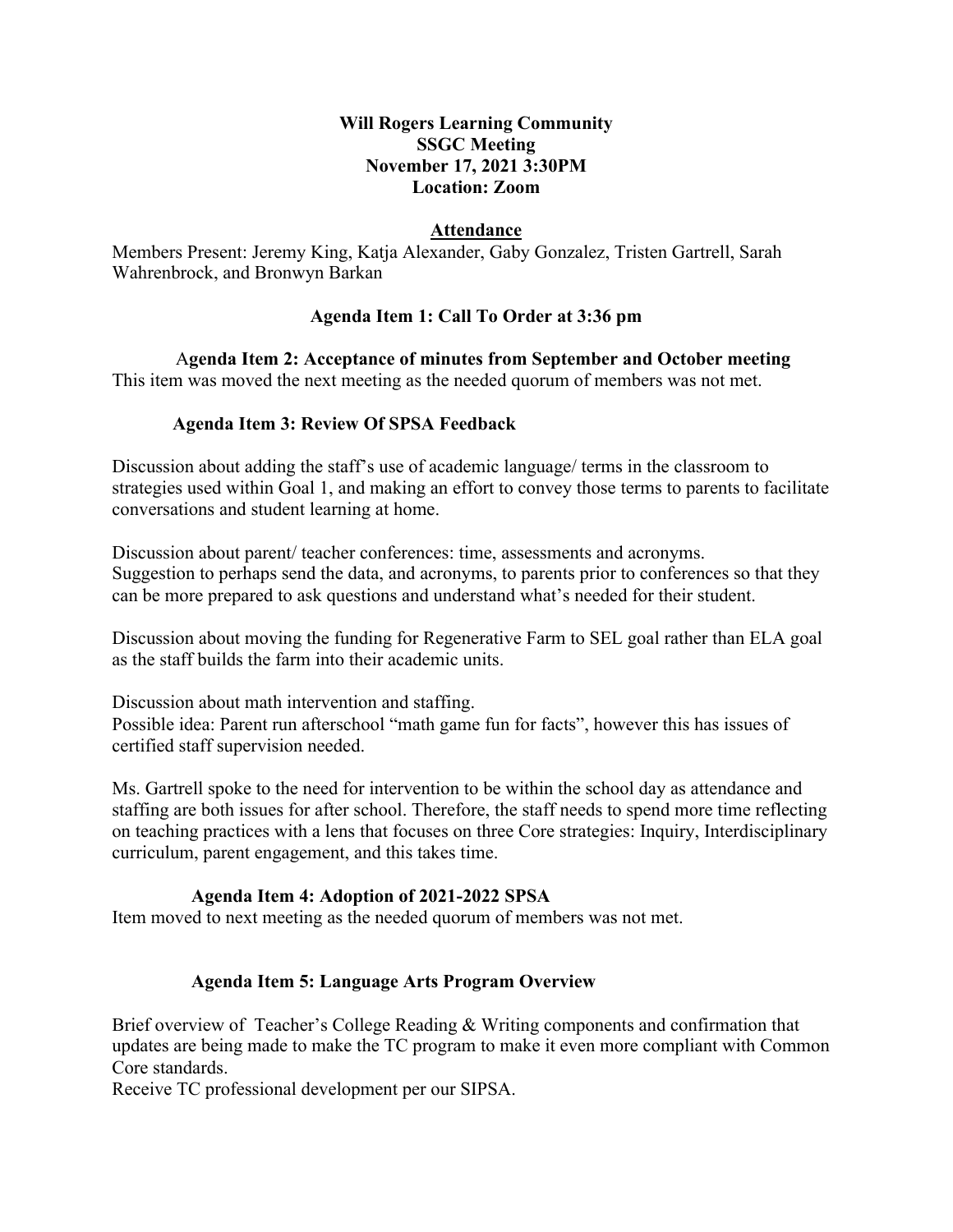**Will Rogers Learning Community**
**SSGC Meeting**
**November 17, 2021 3:30PM**
**Location: Zoom**

**Attendance**

Members Present: Jeremy King, Katja Alexander, Gaby Gonzalez, Tristen Gartrell, Sarah Wahrenbrock, and Bronwyn Barkan

**Agenda Item 1: Call To Order at 3:36 pm**

**Agenda Item 2: Acceptance of minutes from September and October meeting**

This item was moved the next meeting as the needed quorum of members was not met.

**Agenda Item 3: Review Of SPSA Feedback**

Discussion about adding the staff's use of academic language/ terms in the classroom to strategies used within Goal 1, and making an effort to convey those terms to parents to facilitate conversations and student learning at home.

Discussion about parent/ teacher conferences: time, assessments and acronyms.
Suggestion to perhaps send the data, and acronyms, to parents prior to conferences so that they can be more prepared to ask questions and understand what's needed for their student.

Discussion about moving the funding for Regenerative Farm to SEL goal rather than ELA goal as the staff builds the farm into their academic units.

Discussion about math intervention and staffing.
Possible idea: Parent run afterschool "math game fun for facts", however this has issues of certified staff supervision needed.

Ms. Gartrell spoke to the need for intervention to be within the school day as attendance and staffing are both issues for after school. Therefore, the staff needs to spend more time reflecting on teaching practices with a lens that focuses on three Core strategies: Inquiry, Interdisciplinary curriculum, parent engagement, and this takes time.

**Agenda Item 4: Adoption of 2021-2022 SPSA**

Item moved to next meeting as the needed quorum of members was not met.

**Agenda Item 5: Language Arts Program Overview**

Brief overview of Teacher's College Reading & Writing components and confirmation that updates are being made to make the TC program to make it even more compliant with Common Core standards.
Receive TC professional development per our SIPSA.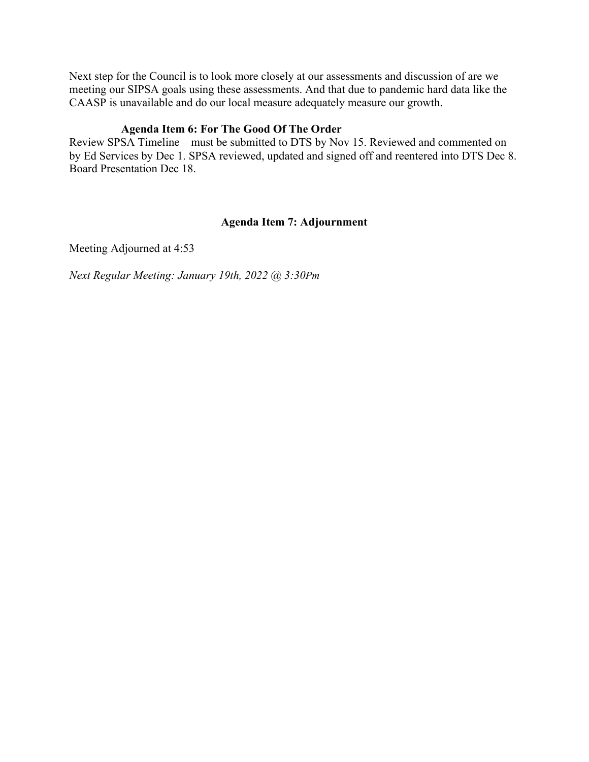Next step for the Council is to look more closely at our assessments and discussion of are we meeting our SIPSA goals using these assessments. And that due to pandemic hard data like the CAASP is unavailable and do our local measure adequately measure our growth.

**Agenda Item 6: For The Good Of The Order**

Review SPSA Timeline – must be submitted to DTS by Nov 15. Reviewed and commented on by Ed Services by Dec 1. SPSA reviewed, updated and signed off and reentered into DTS Dec 8. Board Presentation Dec 18.

**Agenda Item 7: Adjournment**

Meeting Adjourned at 4:53

*Next Regular Meeting: January 19th, 2022 @ 3:30Pm*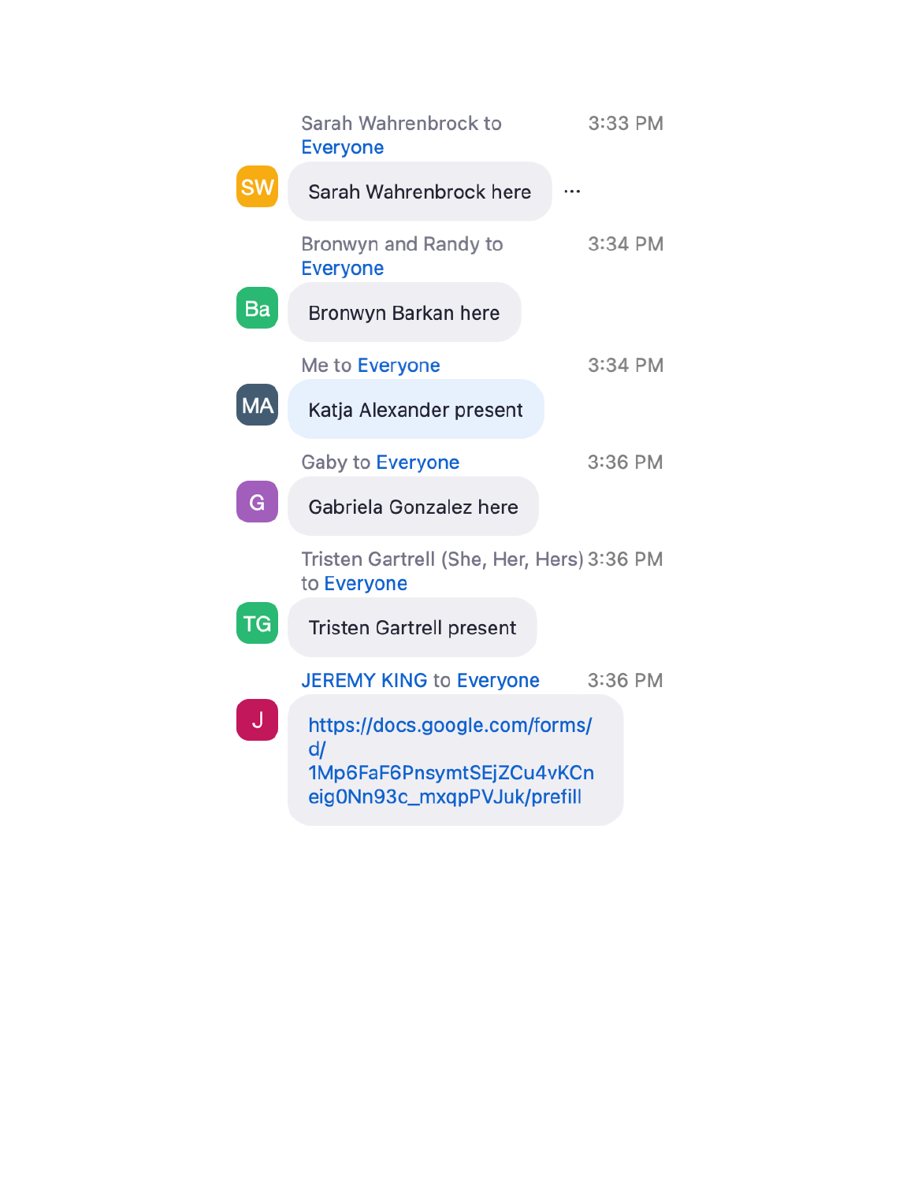Sarah Wahrenbrock to Everyone 3:33 PM

SW Sarah Wahrenbrock here

Bronwyn and Randy to Everyone 3:34 PM

Ba Bronwyn Barkan here

Me to Everyone 3:34 PM

MA Katja Alexander present

Gaby to Everyone 3:36 PM

G Gabriela Gonzalez here

Tristen Gartrell (She, Her, Hers) to Everyone 3:36 PM

TG Tristen Gartrell present

JEREMY KING to Everyone 3:36 PM

J https://docs.google.com/forms/d/1Mp6FaF6PnsymtSEjZCu4vKCneig0Nn93c_mxqpPVJuk/prefill